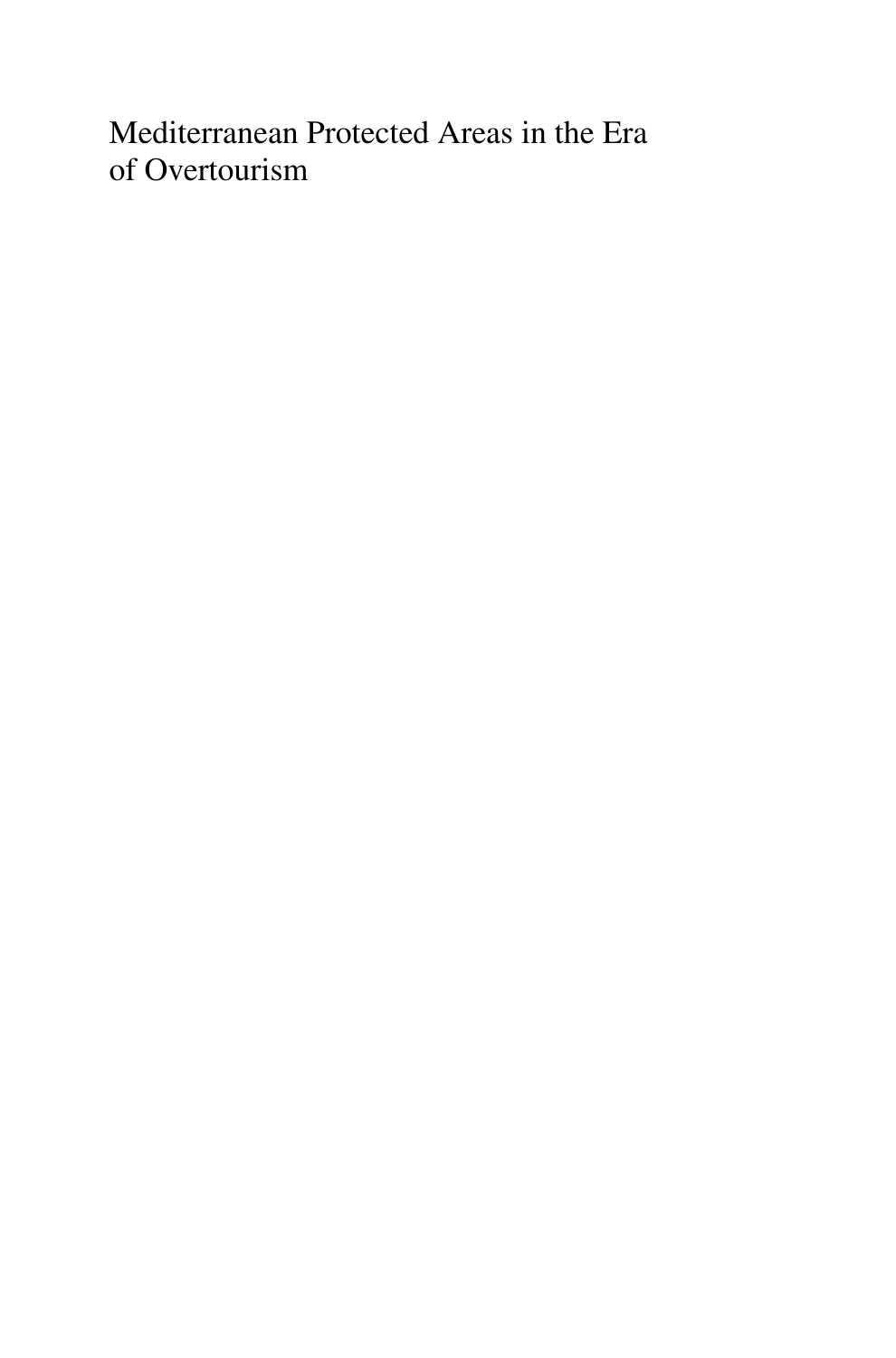# Mediterranean Protected Areas in the Era of Overtourism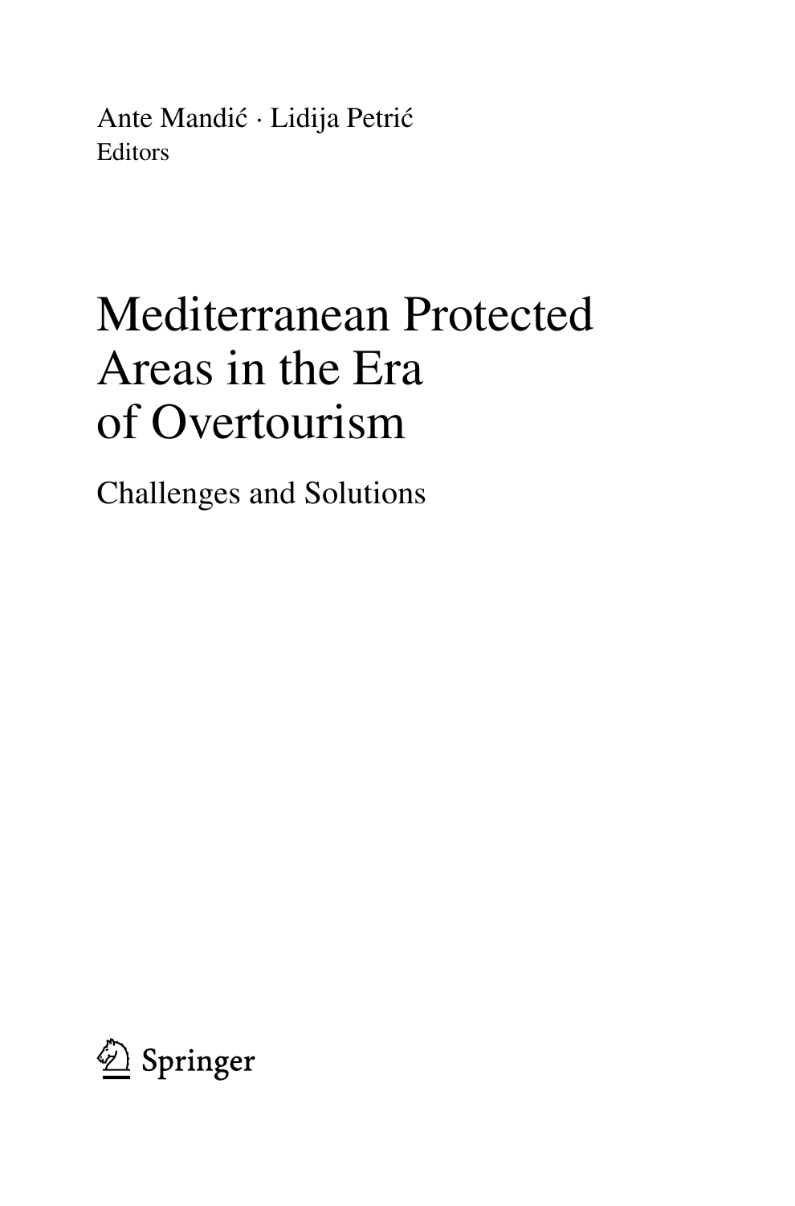Ante Mandić · Lidija Petrić
Editors

# Mediterranean Protected Areas in the Era of Overtourism

## Challenges and Solutions

Springer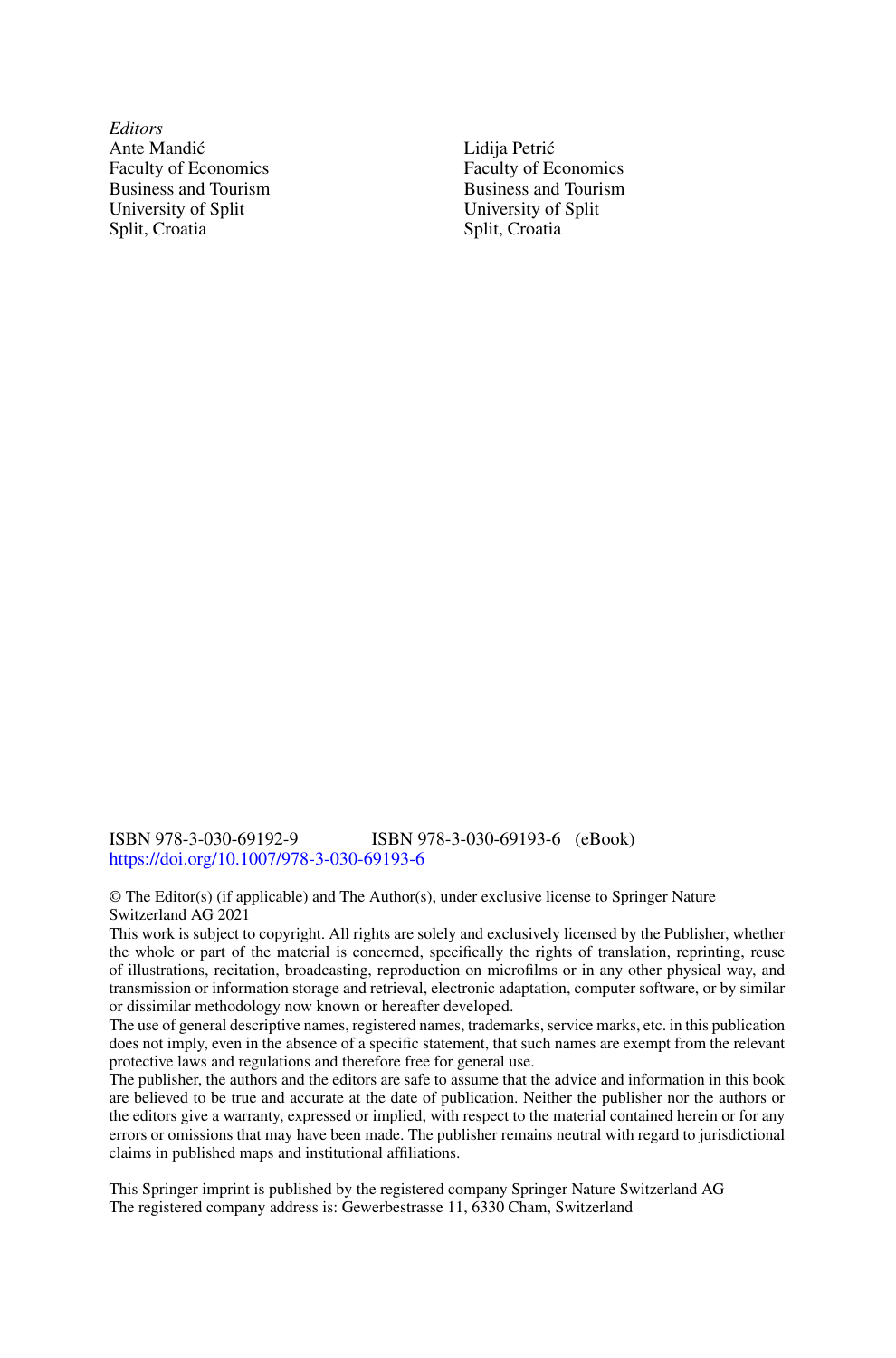*Editors*

Ante Mandić
Faculty of Economics
Business and Tourism
University of Split
Split, Croatia

Lidija Petrić
Faculty of Economics
Business and Tourism
University of Split
Split, Croatia

ISBN 978-3-030-69192-9 ISBN 978-3-030-69193-6 (eBook)
https://doi.org/10.1007/978-3-030-69193-6

© The Editor(s) (if applicable) and The Author(s), under exclusive license to Springer Nature Switzerland AG 2021

This work is subject to copyright. All rights are solely and exclusively licensed by the Publisher, whether the whole or part of the material is concerned, specifically the rights of translation, reprinting, reuse of illustrations, recitation, broadcasting, reproduction on microfilms or in any other physical way, and transmission or information storage and retrieval, electronic adaptation, computer software, or by similar or dissimilar methodology now known or hereafter developed.

The use of general descriptive names, registered names, trademarks, service marks, etc. in this publication does not imply, even in the absence of a specific statement, that such names are exempt from the relevant protective laws and regulations and therefore free for general use.

The publisher, the authors and the editors are safe to assume that the advice and information in this book are believed to be true and accurate at the date of publication. Neither the publisher nor the authors or the editors give a warranty, expressed or implied, with respect to the material contained herein or for any errors or omissions that may have been made. The publisher remains neutral with regard to jurisdictional claims in published maps and institutional affiliations.

This Springer imprint is published by the registered company Springer Nature Switzerland AG
The registered company address is: Gewerbestrasse 11, 6330 Cham, Switzerland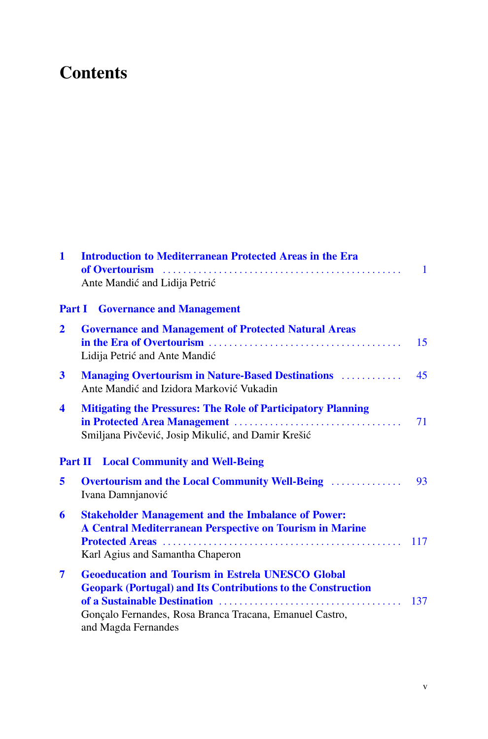# Contents

1 **Introduction to Mediterranean Protected Areas in the Era of Overtourism** ... 1
Ante Mandić and Lidija Petrić

**Part I Governance and Management**

2 **Governance and Management of Protected Natural Areas in the Era of Overtourism** ... 15
Lidija Petrić and Ante Mandić

3 **Managing Overtourism in Nature-Based Destinations** ... 45
Ante Mandić and Izidora Marković Vukadin

4 **Mitigating the Pressures: The Role of Participatory Planning in Protected Area Management** ... 71
Smiljana Pivčević, Josip Mikulić, and Damir Krešić

**Part II Local Community and Well-Being**

5 **Overtourism and the Local Community Well-Being** ... 93
Ivana Damnjanović

6 **Stakeholder Management and the Imbalance of Power: A Central Mediterranean Perspective on Tourism in Marine Protected Areas** ... 117
Karl Agius and Samantha Chaperon

7 **Geoeducation and Tourism in Estrela UNESCO Global Geopark (Portugal) and Its Contributions to the Construction of a Sustainable Destination** ... 137
Gonçalo Fernandes, Rosa Branca Tracana, Emanuel Castro, and Magda Fernandes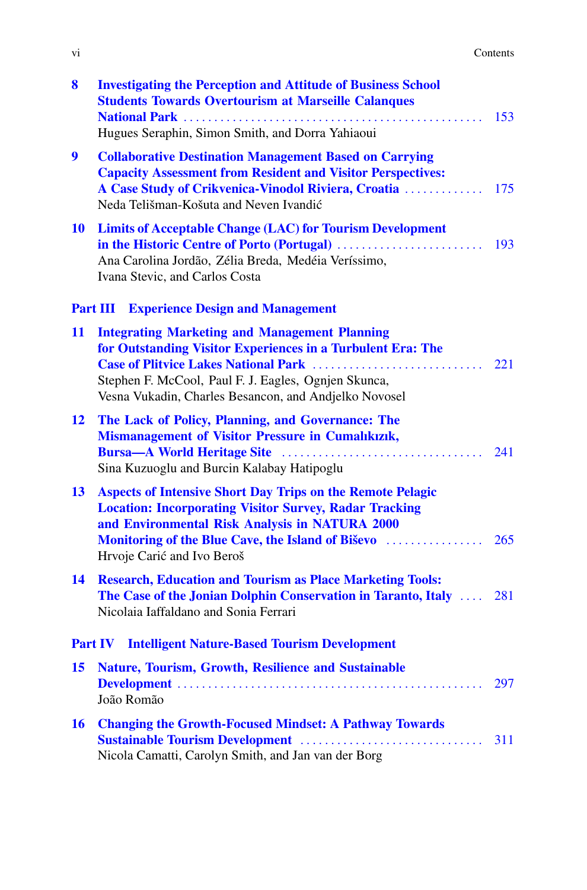**8** **Investigating the Perception and Attitude of Business School Students Towards Overtourism at Marseille Calanques National Park** ........ 153
Hugues Seraphin, Simon Smith, and Dorra Yahiaoui

**9** **Collaborative Destination Management Based on Carrying Capacity Assessment from Resident and Visitor Perspectives: A Case Study of Crikvenica-Vinodol Riviera, Croatia** ........ 175
Neda Telišman-Košuta and Neven Ivandić

**10** **Limits of Acceptable Change (LAC) for Tourism Development in the Historic Centre of Porto (Portugal)** ........ 193
Ana Carolina Jordão, Zélia Breda, Medéia Veríssimo, Ivana Stevic, and Carlos Costa

## Part III Experience Design and Management

**11** **Integrating Marketing and Management Planning for Outstanding Visitor Experiences in a Turbulent Era: The Case of Plitvice Lakes National Park** ........ 221
Stephen F. McCool, Paul F. J. Eagles, Ognjen Skunca, Vesna Vukadin, Charles Besancon, and Andjelko Novosel

**12** **The Lack of Policy, Planning, and Governance: The Mismanagement of Visitor Pressure in Cumalıkızık, Bursa—A World Heritage Site** ........ 241
Sina Kuzuoglu and Burcin Kalabay Hatipoglu

**13** **Aspects of Intensive Short Day Trips on the Remote Pelagic Location: Incorporating Visitor Survey, Radar Tracking and Environmental Risk Analysis in NATURA 2000 Monitoring of the Blue Cave, the Island of Biševo** ........ 265
Hrvoje Carić and Ivo Beroš

**14** **Research, Education and Tourism as Place Marketing Tools: The Case of the Jonian Dolphin Conservation in Taranto, Italy** ........ 281
Nicolaia Iaffaldano and Sonia Ferrari

## Part IV Intelligent Nature-Based Tourism Development

**15** **Nature, Tourism, Growth, Resilience and Sustainable Development** ........ 297
João Romão

**16** **Changing the Growth-Focused Mindset: A Pathway Towards Sustainable Tourism Development** ........ 311
Nicola Camatti, Carolyn Smith, and Jan van der Borg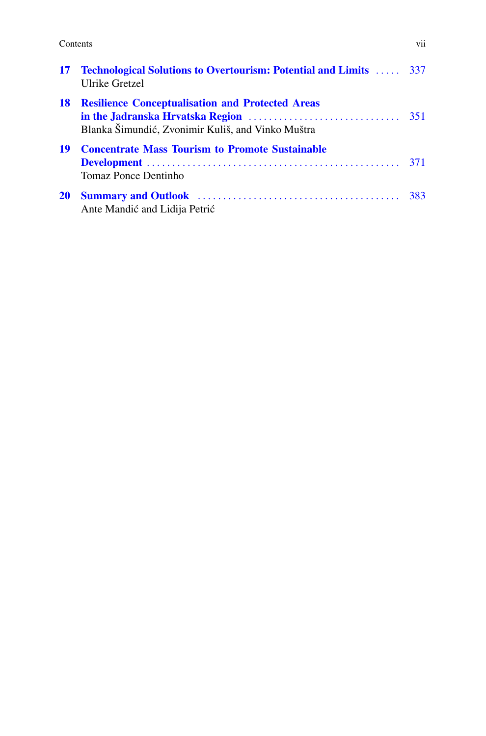**17 Technological Solutions to Overtourism: Potential and Limits** ..... 337
Ulrike Gretzel

**18 Resilience Conceptualisation and Protected Areas in the Jadranska Hrvatska Region** ..... 351
Blanka Šimundić, Zvonimir Kuliš, and Vinko Muštra

**19 Concentrate Mass Tourism to Promote Sustainable Development** ..... 371
Tomaz Ponce Dentinho

**20 Summary and Outlook** ..... 383
Ante Mandić and Lidija Petrić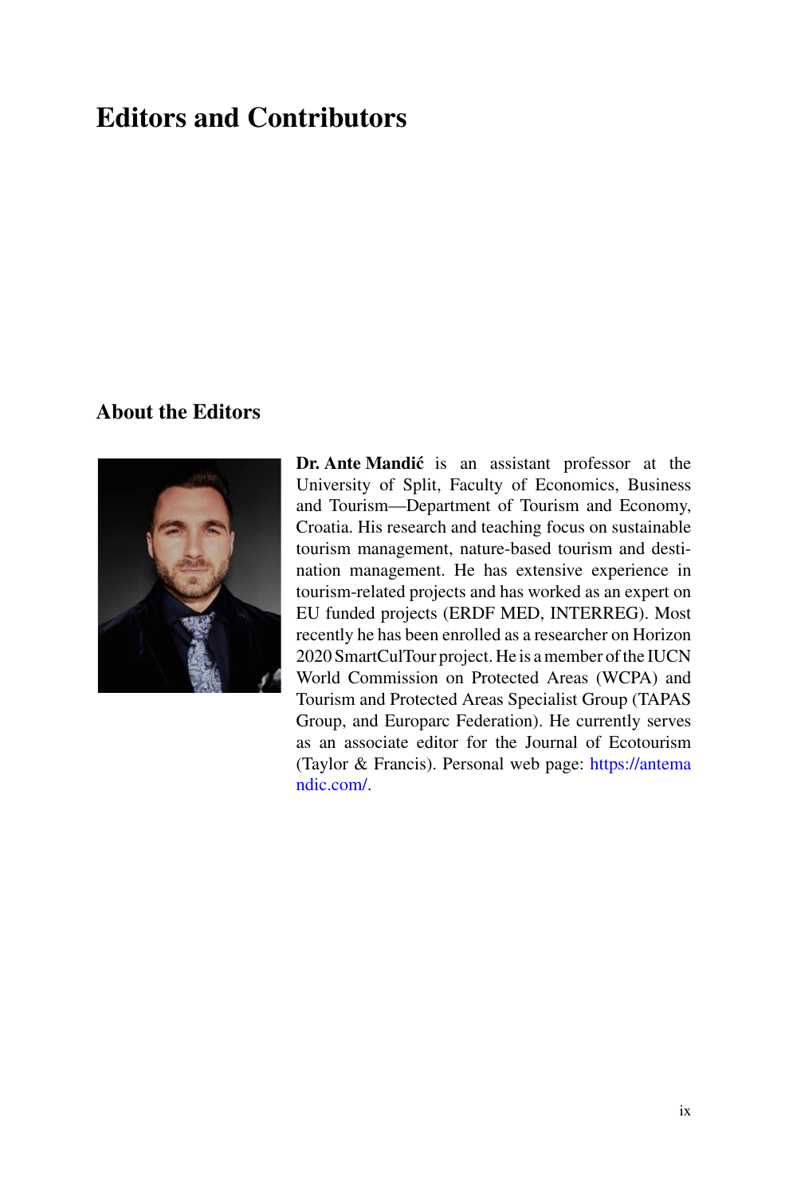# Editors and Contributors

## About the Editors

**Dr. Ante Mandić** is an assistant professor at the University of Split, Faculty of Economics, Business and Tourism—Department of Tourism and Economy, Croatia. His research and teaching focus on sustainable tourism management, nature-based tourism and destination management. He has extensive experience in tourism-related projects and has worked as an expert on EU funded projects (ERDF MED, INTERREG). Most recently he has been enrolled as a researcher on Horizon 2020 SmartCulTour project. He is a member of the IUCN World Commission on Protected Areas (WCPA) and Tourism and Protected Areas Specialist Group (TAPAS Group, and Europarc Federation). He currently serves as an associate editor for the Journal of Ecotourism (Taylor & Francis). Personal web page: https://antemandic.com/.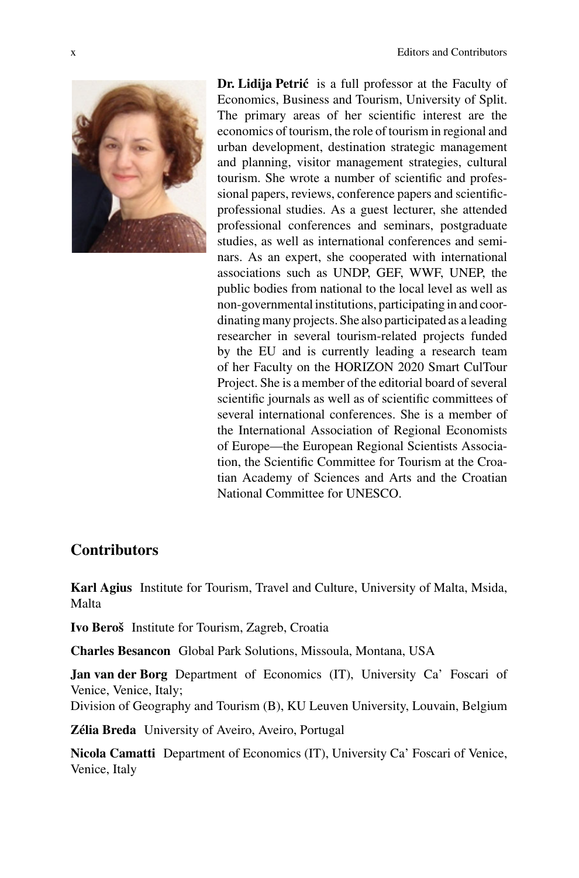**Dr. Lidija Petrić** is a full professor at the Faculty of Economics, Business and Tourism, University of Split. The primary areas of her scientific interest are the economics of tourism, the role of tourism in regional and urban development, destination strategic management and planning, visitor management strategies, cultural tourism. She wrote a number of scientific and professional papers, reviews, conference papers and scientific-professional studies. As a guest lecturer, she attended professional conferences and seminars, postgraduate studies, as well as international conferences and seminars. As an expert, she cooperated with international associations such as UNDP, GEF, WWF, UNEP, the public bodies from national to the local level as well as non-governmental institutions, participating in and coordinating many projects. She also participated as a leading researcher in several tourism-related projects funded by the EU and is currently leading a research team of her Faculty on the HORIZON 2020 Smart CulTour Project. She is a member of the editorial board of several scientific journals as well as of scientific committees of several international conferences. She is a member of the International Association of Regional Economists of Europe—the European Regional Scientists Association, the Scientific Committee for Tourism at the Croatian Academy of Sciences and Arts and the Croatian National Committee for UNESCO.

## Contributors

**Karl Agius** Institute for Tourism, Travel and Culture, University of Malta, Msida, Malta

**Ivo Beroš** Institute for Tourism, Zagreb, Croatia

**Charles Besancon** Global Park Solutions, Missoula, Montana, USA

**Jan van der Borg** Department of Economics (IT), University Ca' Foscari of Venice, Venice, Italy;
Division of Geography and Tourism (B), KU Leuven University, Louvain, Belgium

**Zélia Breda** University of Aveiro, Aveiro, Portugal

**Nicola Camatti** Department of Economics (IT), University Ca' Foscari of Venice, Venice, Italy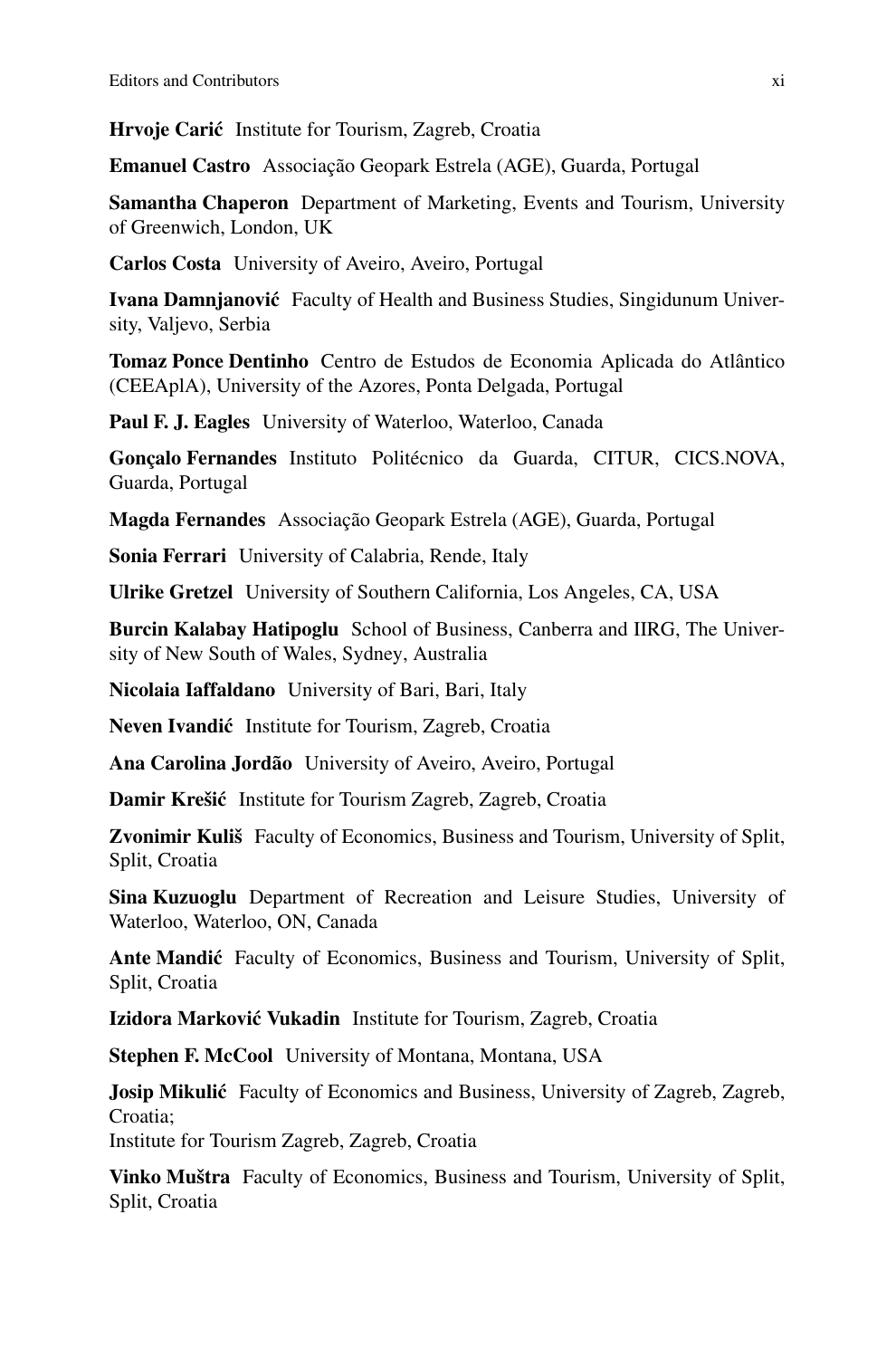**Hrvoje Carić** Institute for Tourism, Zagreb, Croatia

**Emanuel Castro** Associação Geopark Estrela (AGE), Guarda, Portugal

**Samantha Chaperon** Department of Marketing, Events and Tourism, University of Greenwich, London, UK

**Carlos Costa** University of Aveiro, Aveiro, Portugal

**Ivana Damnjanović** Faculty of Health and Business Studies, Singidunum University, Valjevo, Serbia

**Tomaz Ponce Dentinho** Centro de Estudos de Economia Aplicada do Atlântico (CEEAplA), University of the Azores, Ponta Delgada, Portugal

**Paul F. J. Eagles** University of Waterloo, Waterloo, Canada

**Gonçalo Fernandes** Instituto Politécnico da Guarda, CITUR, CICS.NOVA, Guarda, Portugal

**Magda Fernandes** Associação Geopark Estrela (AGE), Guarda, Portugal

**Sonia Ferrari** University of Calabria, Rende, Italy

**Ulrike Gretzel** University of Southern California, Los Angeles, CA, USA

**Burcin Kalabay Hatipoglu** School of Business, Canberra and IIRG, The University of New South of Wales, Sydney, Australia

**Nicolaia Iaffaldano** University of Bari, Bari, Italy

**Neven Ivandić** Institute for Tourism, Zagreb, Croatia

**Ana Carolina Jordão** University of Aveiro, Aveiro, Portugal

**Damir Krešić** Institute for Tourism Zagreb, Zagreb, Croatia

**Zvonimir Kuliš** Faculty of Economics, Business and Tourism, University of Split, Split, Croatia

**Sina Kuzuoglu** Department of Recreation and Leisure Studies, University of Waterloo, Waterloo, ON, Canada

**Ante Mandić** Faculty of Economics, Business and Tourism, University of Split, Split, Croatia

**Izidora Marković Vukadin** Institute for Tourism, Zagreb, Croatia

**Stephen F. McCool** University of Montana, Montana, USA

**Josip Mikulić** Faculty of Economics and Business, University of Zagreb, Zagreb, Croatia;
Institute for Tourism Zagreb, Zagreb, Croatia

**Vinko Muštra** Faculty of Economics, Business and Tourism, University of Split, Split, Croatia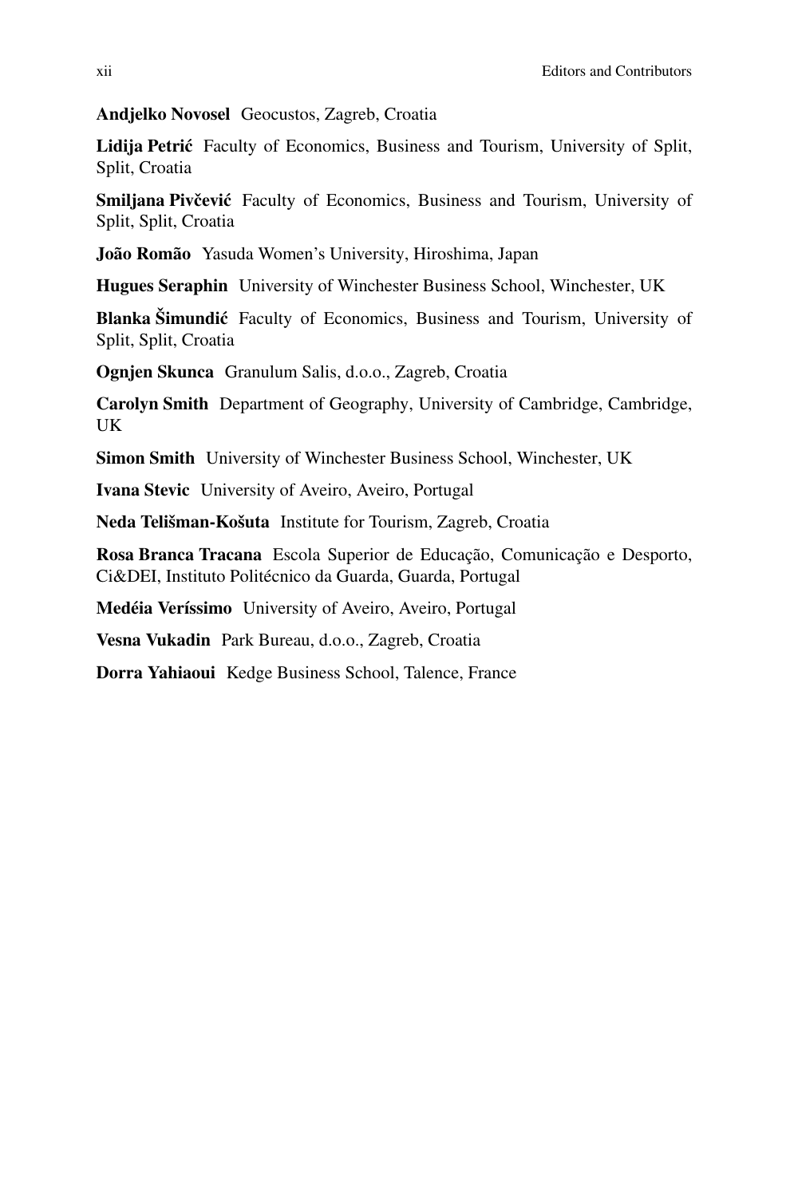**Andjelko Novosel** Geocustos, Zagreb, Croatia

**Lidija Petrić** Faculty of Economics, Business and Tourism, University of Split, Split, Croatia

**Smiljana Pivčević** Faculty of Economics, Business and Tourism, University of Split, Split, Croatia

**João Romão** Yasuda Women's University, Hiroshima, Japan

**Hugues Seraphin** University of Winchester Business School, Winchester, UK

**Blanka Šimundić** Faculty of Economics, Business and Tourism, University of Split, Split, Croatia

**Ognjen Skunca** Granulum Salis, d.o.o., Zagreb, Croatia

**Carolyn Smith** Department of Geography, University of Cambridge, Cambridge, UK

**Simon Smith** University of Winchester Business School, Winchester, UK

**Ivana Stevic** University of Aveiro, Aveiro, Portugal

**Neda Telišman-Košuta** Institute for Tourism, Zagreb, Croatia

**Rosa Branca Tracana** Escola Superior de Educação, Comunicação e Desporto, Ci&DEI, Instituto Politécnico da Guarda, Guarda, Portugal

**Medéia Veríssimo** University of Aveiro, Aveiro, Portugal

**Vesna Vukadin** Park Bureau, d.o.o., Zagreb, Croatia

**Dorra Yahiaoui** Kedge Business School, Talence, France